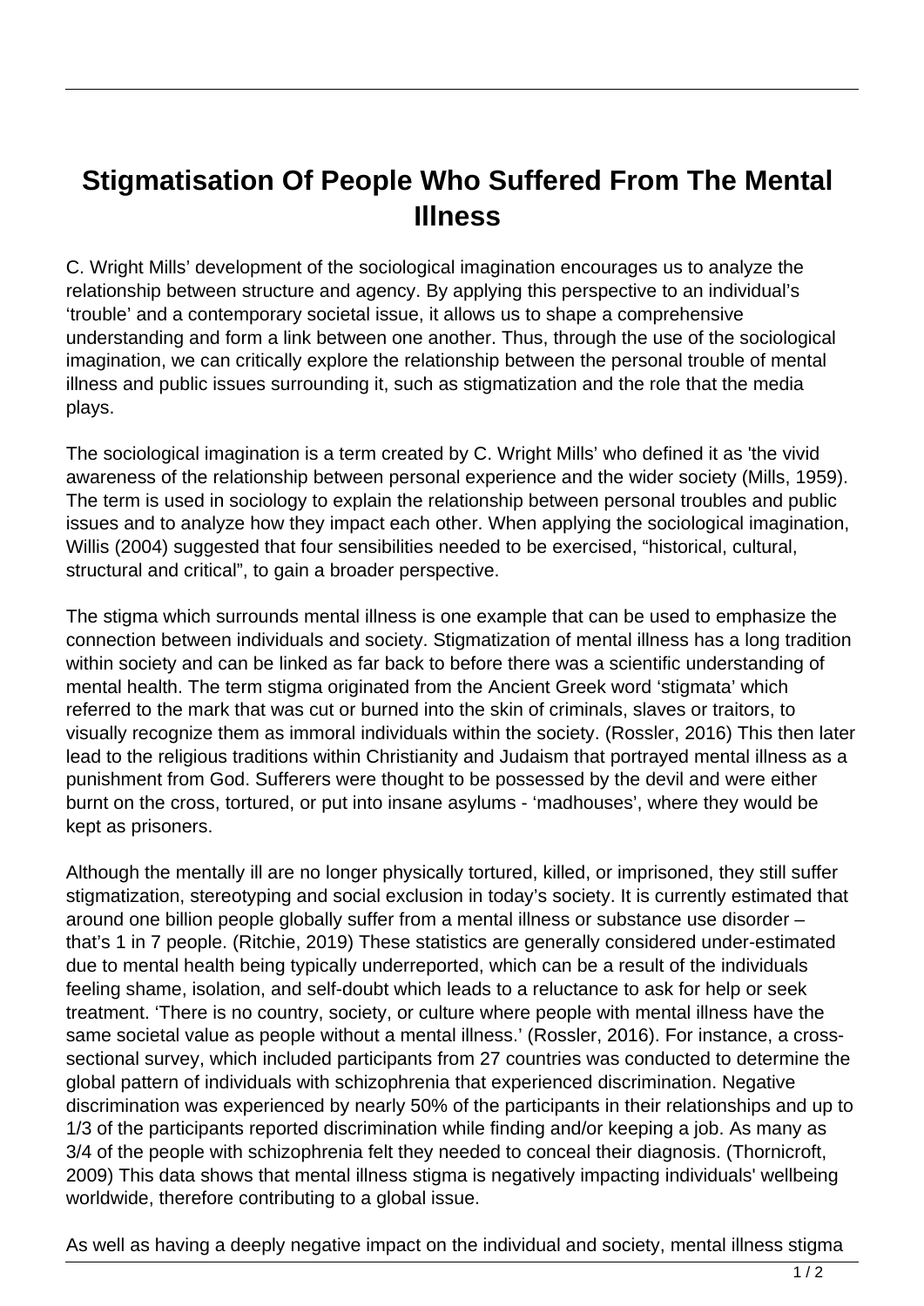# Stigmatisation Of People Who Suffered From The Mental Illness

C. Wright Mills' development of the sociological imagination encourages us to analyze the relationship between structure and agency. By applying this perspective to an individual's 'trouble' and a contemporary societal issue, it allows us to shape a comprehensive understanding and form a link between one another. Thus, through the use of the sociological imagination, we can critically explore the relationship between the personal trouble of mental illness and public issues surrounding it, such as stigmatization and the role that the media plays.

The sociological imagination is a term created by C. Wright Mills' who defined it as 'the vivid awareness of the relationship between personal experience and the wider society (Mills, 1959). The term is used in sociology to explain the relationship between personal troubles and public issues and to analyze how they impact each other. When applying the sociological imagination, Willis (2004) suggested that four sensibilities needed to be exercised, "historical, cultural, structural and critical", to gain a broader perspective.

The stigma which surrounds mental illness is one example that can be used to emphasize the connection between individuals and society. Stigmatization of mental illness has a long tradition within society and can be linked as far back to before there was a scientific understanding of mental health. The term stigma originated from the Ancient Greek word 'stigmata' which referred to the mark that was cut or burned into the skin of criminals, slaves or traitors, to visually recognize them as immoral individuals within the society. (Rossler, 2016) This then later lead to the religious traditions within Christianity and Judaism that portrayed mental illness as a punishment from God. Sufferers were thought to be possessed by the devil and were either burnt on the cross, tortured, or put into insane asylums - 'madhouses', where they would be kept as prisoners.

Although the mentally ill are no longer physically tortured, killed, or imprisoned, they still suffer stigmatization, stereotyping and social exclusion in today's society. It is currently estimated that around one billion people globally suffer from a mental illness or substance use disorder – that's 1 in 7 people. (Ritchie, 2019) These statistics are generally considered under-estimated due to mental health being typically underreported, which can be a result of the individuals feeling shame, isolation, and self-doubt which leads to a reluctance to ask for help or seek treatment. 'There is no country, society, or culture where people with mental illness have the same societal value as people without a mental illness.' (Rossler, 2016). For instance, a cross-sectional survey, which included participants from 27 countries was conducted to determine the global pattern of individuals with schizophrenia that experienced discrimination. Negative discrimination was experienced by nearly 50% of the participants in their relationships and up to 1/3 of the participants reported discrimination while finding and/or keeping a job. As many as 3/4 of the people with schizophrenia felt they needed to conceal their diagnosis. (Thornicroft, 2009) This data shows that mental illness stigma is negatively impacting individuals' wellbeing worldwide, therefore contributing to a global issue.

As well as having a deeply negative impact on the individual and society, mental illness stigma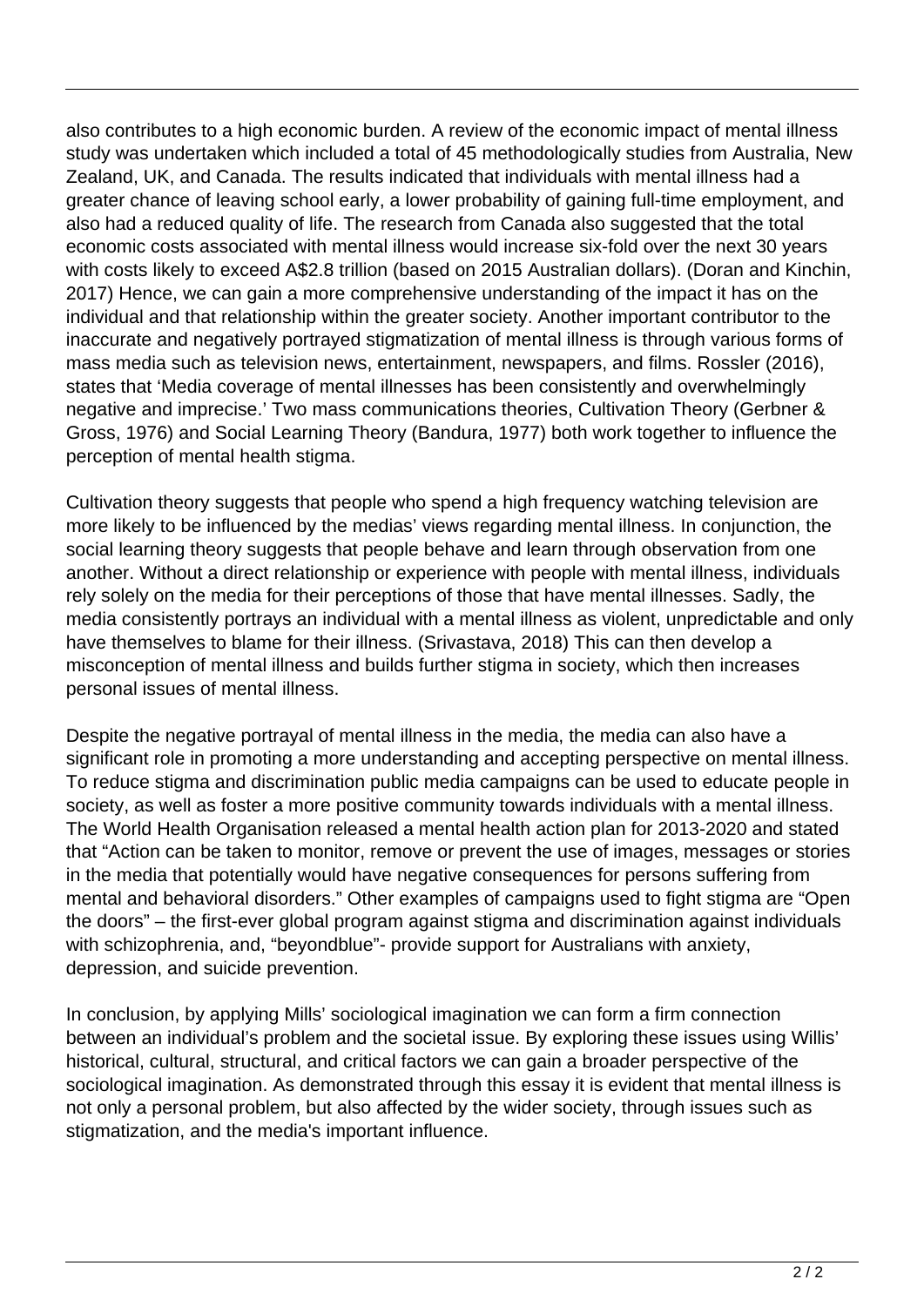also contributes to a high economic burden. A review of the economic impact of mental illness study was undertaken which included a total of 45 methodologically studies from Australia, New Zealand, UK, and Canada. The results indicated that individuals with mental illness had a greater chance of leaving school early, a lower probability of gaining full-time employment, and also had a reduced quality of life. The research from Canada also suggested that the total economic costs associated with mental illness would increase six-fold over the next 30 years with costs likely to exceed A$2.8 trillion (based on 2015 Australian dollars). (Doran and Kinchin, 2017) Hence, we can gain a more comprehensive understanding of the impact it has on the individual and that relationship within the greater society. Another important contributor to the inaccurate and negatively portrayed stigmatization of mental illness is through various forms of mass media such as television news, entertainment, newspapers, and films. Rossler (2016), states that 'Media coverage of mental illnesses has been consistently and overwhelmingly negative and imprecise.' Two mass communications theories, Cultivation Theory (Gerbner & Gross, 1976) and Social Learning Theory (Bandura, 1977) both work together to influence the perception of mental health stigma.

Cultivation theory suggests that people who spend a high frequency watching television are more likely to be influenced by the medias' views regarding mental illness. In conjunction, the social learning theory suggests that people behave and learn through observation from one another. Without a direct relationship or experience with people with mental illness, individuals rely solely on the media for their perceptions of those that have mental illnesses. Sadly, the media consistently portrays an individual with a mental illness as violent, unpredictable and only have themselves to blame for their illness. (Srivastava, 2018) This can then develop a misconception of mental illness and builds further stigma in society, which then increases personal issues of mental illness.

Despite the negative portrayal of mental illness in the media, the media can also have a significant role in promoting a more understanding and accepting perspective on mental illness. To reduce stigma and discrimination public media campaigns can be used to educate people in society, as well as foster a more positive community towards individuals with a mental illness. The World Health Organisation released a mental health action plan for 2013-2020 and stated that "Action can be taken to monitor, remove or prevent the use of images, messages or stories in the media that potentially would have negative consequences for persons suffering from mental and behavioral disorders." Other examples of campaigns used to fight stigma are "Open the doors" – the first-ever global program against stigma and discrimination against individuals with schizophrenia, and, "beyondblue"- provide support for Australians with anxiety, depression, and suicide prevention.

In conclusion, by applying Mills' sociological imagination we can form a firm connection between an individual's problem and the societal issue. By exploring these issues using Willis' historical, cultural, structural, and critical factors we can gain a broader perspective of the sociological imagination. As demonstrated through this essay it is evident that mental illness is not only a personal problem, but also affected by the wider society, through issues such as stigmatization, and the media's important influence.